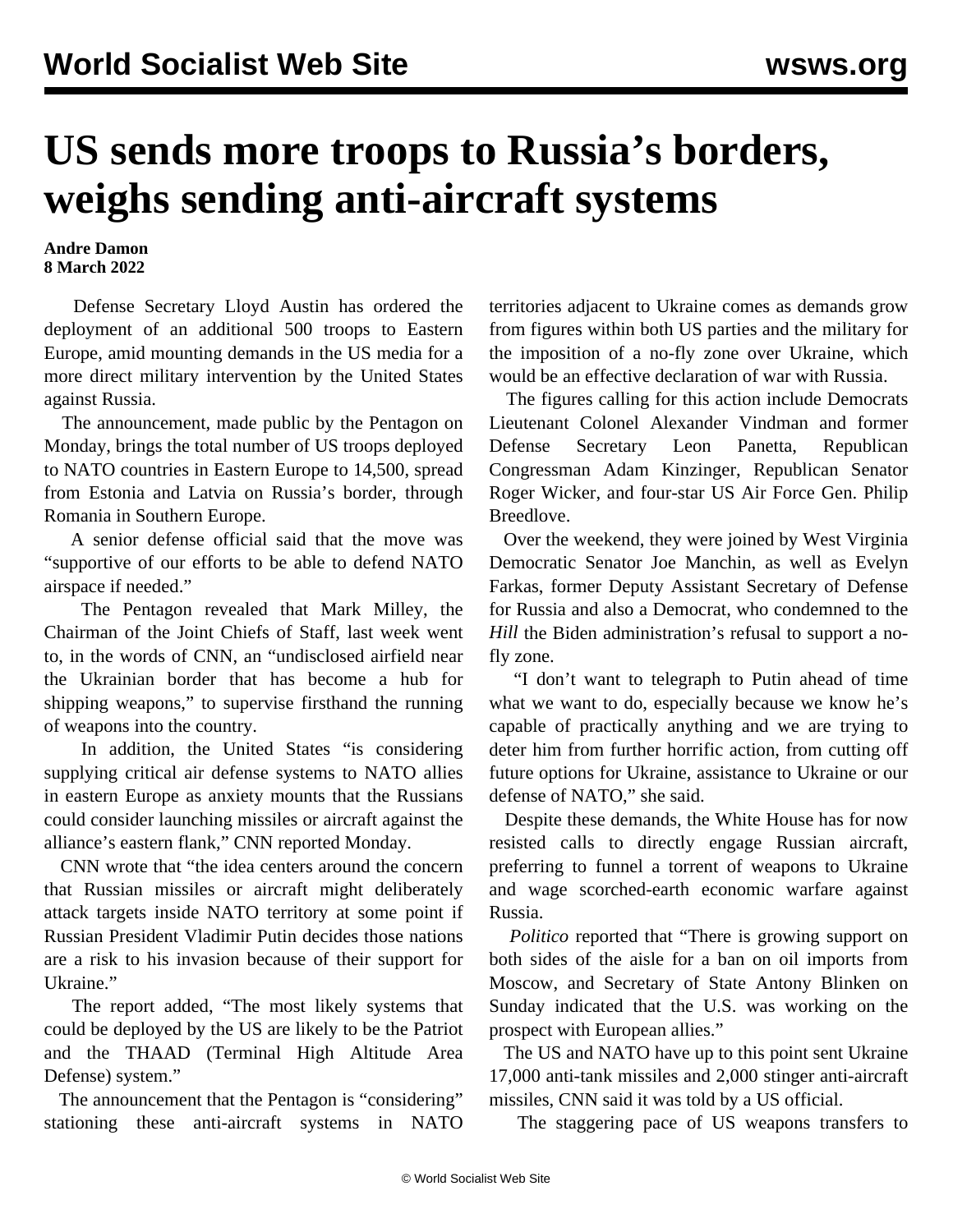# US sends more troops to Russia's borders, weighs sending anti-aircraft systems

**Andre Damon**
**8 March 2022**

Defense Secretary Lloyd Austin has ordered the deployment of an additional 500 troops to Eastern Europe, amid mounting demands in the US media for a more direct military intervention by the United States against Russia.

The announcement, made public by the Pentagon on Monday, brings the total number of US troops deployed to NATO countries in Eastern Europe to 14,500, spread from Estonia and Latvia on Russia's border, through Romania in Southern Europe.

A senior defense official said that the move was "supportive of our efforts to be able to defend NATO airspace if needed."

The Pentagon revealed that Mark Milley, the Chairman of the Joint Chiefs of Staff, last week went to, in the words of CNN, an "undisclosed airfield near the Ukrainian border that has become a hub for shipping weapons," to supervise firsthand the running of weapons into the country.

In addition, the United States "is considering supplying critical air defense systems to NATO allies in eastern Europe as anxiety mounts that the Russians could consider launching missiles or aircraft against the alliance's eastern flank," CNN reported Monday.

CNN wrote that "the idea centers around the concern that Russian missiles or aircraft might deliberately attack targets inside NATO territory at some point if Russian President Vladimir Putin decides those nations are a risk to his invasion because of their support for Ukraine."

The report added, "The most likely systems that could be deployed by the US are likely to be the Patriot and the THAAD (Terminal High Altitude Area Defense) system."

The announcement that the Pentagon is "considering" stationing these anti-aircraft systems in NATO territories adjacent to Ukraine comes as demands grow from figures within both US parties and the military for the imposition of a no-fly zone over Ukraine, which would be an effective declaration of war with Russia.

The figures calling for this action include Democrats Lieutenant Colonel Alexander Vindman and former Defense Secretary Leon Panetta, Republican Congressman Adam Kinzinger, Republican Senator Roger Wicker, and four-star US Air Force Gen. Philip Breedlove.

Over the weekend, they were joined by West Virginia Democratic Senator Joe Manchin, as well as Evelyn Farkas, former Deputy Assistant Secretary of Defense for Russia and also a Democrat, who condemned to the *Hill* the Biden administration's refusal to support a no-fly zone.

"I don't want to telegraph to Putin ahead of time what we want to do, especially because we know he's capable of practically anything and we are trying to deter him from further horrific action, from cutting off future options for Ukraine, assistance to Ukraine or our defense of NATO," she said.

Despite these demands, the White House has for now resisted calls to directly engage Russian aircraft, preferring to funnel a torrent of weapons to Ukraine and wage scorched-earth economic warfare against Russia.

*Politico* reported that "There is growing support on both sides of the aisle for a ban on oil imports from Moscow, and Secretary of State Antony Blinken on Sunday indicated that the U.S. was working on the prospect with European allies."

The US and NATO have up to this point sent Ukraine 17,000 anti-tank missiles and 2,000 stinger anti-aircraft missiles, CNN said it was told by a US official.

The staggering pace of US weapons transfers to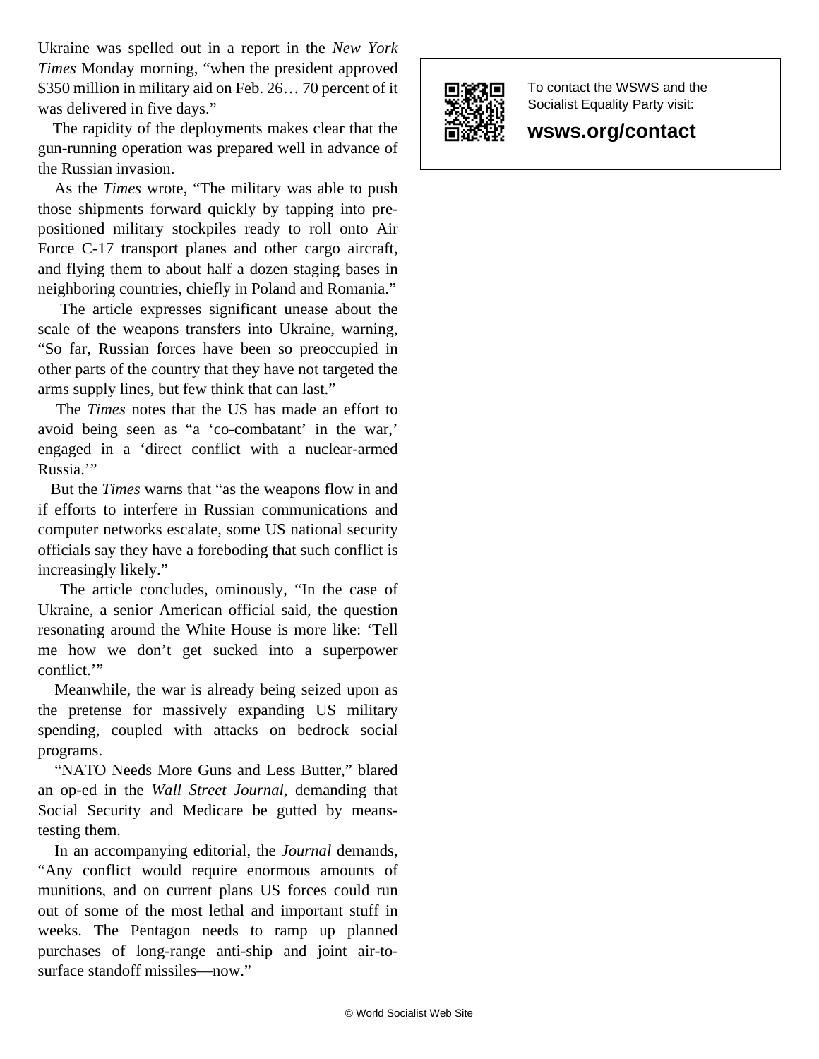Ukraine was spelled out in a report in the *New York Times* Monday morning, "when the president approved $350 million in military aid on Feb. 26… 70 percent of it was delivered in five days."

The rapidity of the deployments makes clear that the gun-running operation was prepared well in advance of the Russian invasion.

As the *Times* wrote, "The military was able to push those shipments forward quickly by tapping into pre-positioned military stockpiles ready to roll onto Air Force C-17 transport planes and other cargo aircraft, and flying them to about half a dozen staging bases in neighboring countries, chiefly in Poland and Romania."

The article expresses significant unease about the scale of the weapons transfers into Ukraine, warning, "So far, Russian forces have been so preoccupied in other parts of the country that they have not targeted the arms supply lines, but few think that can last."

The *Times* notes that the US has made an effort to avoid being seen as "a 'co-combatant' in the war,' engaged in a 'direct conflict with a nuclear-armed Russia.'"

But the *Times* warns that "as the weapons flow in and if efforts to interfere in Russian communications and computer networks escalate, some US national security officials say they have a foreboding that such conflict is increasingly likely."

The article concludes, ominously, "In the case of Ukraine, a senior American official said, the question resonating around the White House is more like: 'Tell me how we don't get sucked into a superpower conflict.'"

Meanwhile, the war is already being seized upon as the pretense for massively expanding US military spending, coupled with attacks on bedrock social programs.

"NATO Needs More Guns and Less Butter," blared an op-ed in the *Wall Street Journal*, demanding that Social Security and Medicare be gutted by means-testing them.

In an accompanying editorial, the *Journal* demands, "Any conflict would require enormous amounts of munitions, and on current plans US forces could run out of some of the most lethal and important stuff in weeks. The Pentagon needs to ramp up planned purchases of long-range anti-ship and joint air-to-surface standoff missiles—now."

To contact the WSWS and the Socialist Equality Party visit:

**wsws.org/contact**